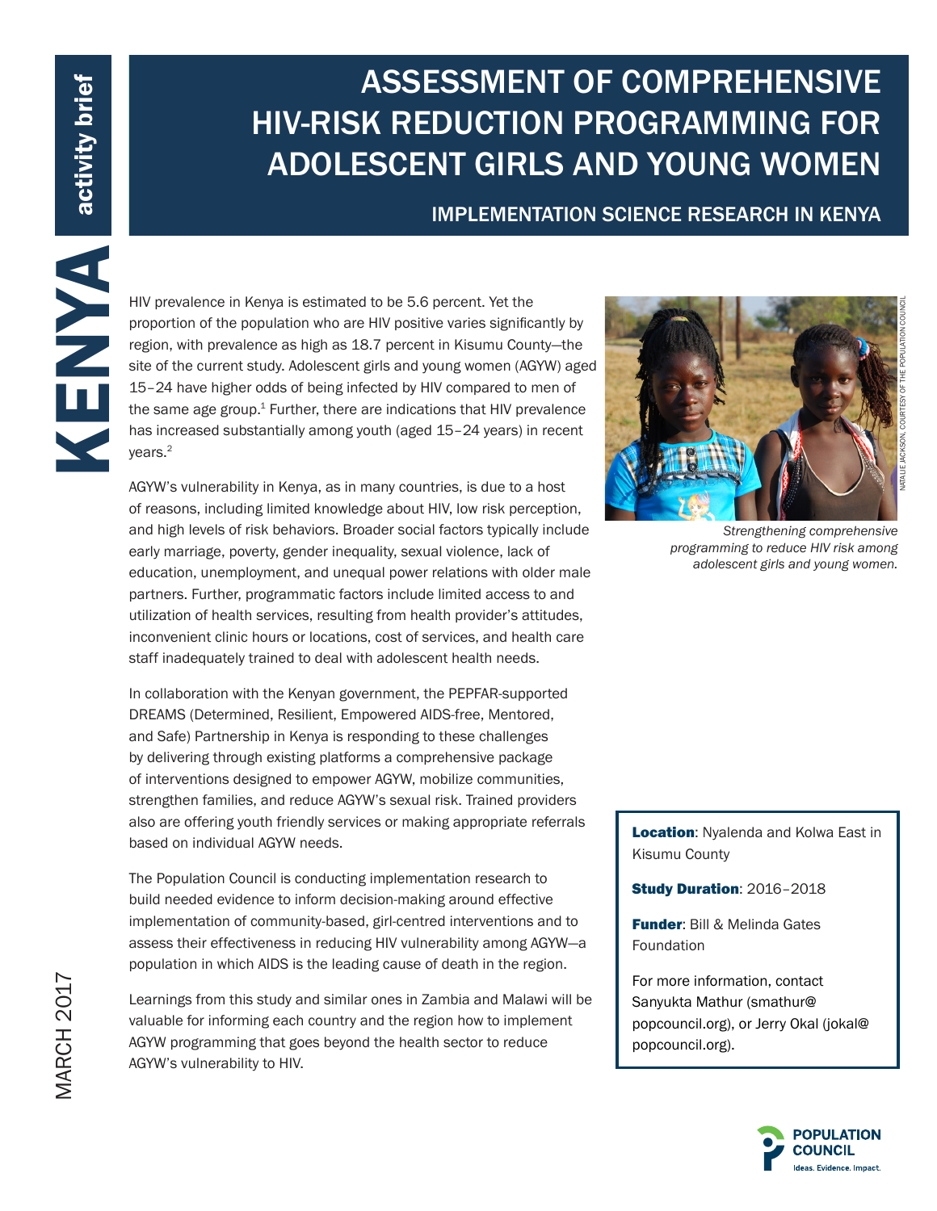# ASSESSMENT OF COMPREHENSIVE HIV-RISK REDUCTION PROGRAMMING FOR ADOLESCENT GIRLS AND YOUNG WOMEN

## IMPLEMENTATION SCIENCE RESEARCH IN KENYA

KENYA activity brief

MARCH 2017

HIV prevalence in Kenya is estimated to be 5.6 percent. Yet the proportion of the population who are HIV positive varies significantly by region, with prevalence as high as 18.7 percent in Kisumu County—the site of the current study. Adolescent girls and young women (AGYW) aged 15–24 have higher odds of being infected by HIV compared to men of the same age group.[1] Further, there are indications that HIV prevalence has increased substantially among youth (aged 15–24 years) in recent years.[2]

AGYW's vulnerability in Kenya, as in many countries, is due to a host of reasons, including limited knowledge about HIV, low risk perception, and high levels of risk behaviors. Broader social factors typically include early marriage, poverty, gender inequality, sexual violence, lack of education, unemployment, and unequal power relations with older male partners. Further, programmatic factors include limited access to and utilization of health services, resulting from health provider's attitudes, inconvenient clinic hours or locations, cost of services, and health care staff inadequately trained to deal with adolescent health needs.

In collaboration with the Kenyan government, the PEPFAR-supported DREAMS (Determined, Resilient, Empowered AIDS-free, Mentored, and Safe) Partnership in Kenya is responding to these challenges by delivering through existing platforms a comprehensive package of interventions designed to empower AGYW, mobilize communities, strengthen families, and reduce AGYW's sexual risk. Trained providers also are offering youth friendly services or making appropriate referrals based on individual AGYW needs.

The Population Council is conducting implementation research to build needed evidence to inform decision-making around effective implementation of community-based, girl-centred interventions and to assess their effectiveness in reducing HIV vulnerability among AGYW—a population in which AIDS is the leading cause of death in the region.

Learnings from this study and similar ones in Zambia and Malawi will be valuable for informing each country and the region how to implement AGYW programming that goes beyond the health sector to reduce AGYW's vulnerability to HIV.

NATALIE JACKSON, COURTESY OF THE POPULATION COUNCIL

*Strengthening comprehensive programming to reduce HIV risk among adolescent girls and young women.*

**Location**: Nyalenda and Kolwa East in Kisumu County

**Study Duration**: 2016–2018

**Funder**: Bill & Melinda Gates Foundation

For more information, contact Sanyukta Mathur (smathur@popcouncil.org), or Jerry Okal (jokal@popcouncil.org).

POPULATION COUNCIL
Ideas. Evidence. Impact.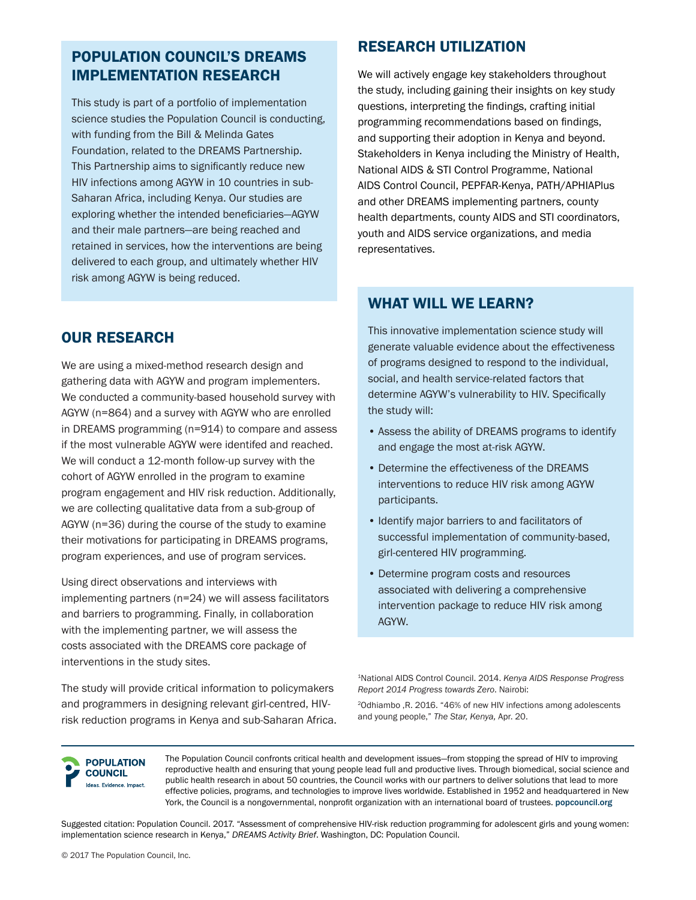## POPULATION COUNCIL'S DREAMS IMPLEMENTATION RESEARCH

This study is part of a portfolio of implementation science studies the Population Council is conducting, with funding from the Bill & Melinda Gates Foundation, related to the DREAMS Partnership. This Partnership aims to significantly reduce new HIV infections among AGYW in 10 countries in sub-Saharan Africa, including Kenya. Our studies are exploring whether the intended beneficiaries—AGYW and their male partners—are being reached and retained in services, how the interventions are being delivered to each group, and ultimately whether HIV risk among AGYW is being reduced.

## OUR RESEARCH

We are using a mixed-method research design and gathering data with AGYW and program implementers. We conducted a community-based household survey with AGYW (n=864) and a survey with AGYW who are enrolled in DREAMS programming (n=914) to compare and assess if the most vulnerable AGYW were identifed and reached. We will conduct a 12-month follow-up survey with the cohort of AGYW enrolled in the program to examine program engagement and HIV risk reduction. Additionally, we are collecting qualitative data from a sub-group of AGYW (n=36) during the course of the study to examine their motivations for participating in DREAMS programs, program experiences, and use of program services.

Using direct observations and interviews with implementing partners (n=24) we will assess facilitators and barriers to programming. Finally, in collaboration with the implementing partner, we will assess the costs associated with the DREAMS core package of interventions in the study sites.

The study will provide critical information to policymakers and programmers in designing relevant girl-centred, HIV-risk reduction programs in Kenya and sub-Saharan Africa.

## RESEARCH UTILIZATION

We will actively engage key stakeholders throughout the study, including gaining their insights on key study questions, interpreting the findings, crafting initial programming recommendations based on findings, and supporting their adoption in Kenya and beyond. Stakeholders in Kenya including the Ministry of Health, National AIDS & STI Control Programme, National AIDS Control Council, PEPFAR-Kenya, PATH/APHIAPlus and other DREAMS implementing partners, county health departments, county AIDS and STI coordinators, youth and AIDS service organizations, and media representatives.

## WHAT WILL WE LEARN?

This innovative implementation science study will generate valuable evidence about the effectiveness of programs designed to respond to the individual, social, and health service-related factors that determine AGYW's vulnerability to HIV. Specifically the study will:

- Assess the ability of DREAMS programs to identify and engage the most at-risk AGYW.
- Determine the effectiveness of the DREAMS interventions to reduce HIV risk among AGYW participants.
- Identify major barriers to and facilitators of successful implementation of community-based, girl-centered HIV programming.
- Determine program costs and resources associated with delivering a comprehensive intervention package to reduce HIV risk among AGYW.

[1]National AIDS Control Council. 2014. *Kenya AIDS Response Progress Report 2014 Progress towards Zero*. Nairobi:

[2]Odhiambo ,R. 2016. "46% of new HIV infections among adolescents and young people," *The Star, Kenya,* Apr. 20.

POPULATION COUNCIL
Ideas. Evidence. Impact.

The Population Council confronts critical health and development issues—from stopping the spread of HIV to improving reproductive health and ensuring that young people lead full and productive lives. Through biomedical, social science and public health research in about 50 countries, the Council works with our partners to deliver solutions that lead to more effective policies, programs, and technologies to improve lives worldwide. Established in 1952 and headquartered in New York, the Council is a nongovernmental, nonprofit organization with an international board of trustees. **popcouncil.org**

Suggested citation: Population Council. 2017. "Assessment of comprehensive HIV-risk reduction programming for adolescent girls and young women: implementation science research in Kenya," *DREAMS Activity Brief*. Washington, DC: Population Council.

© 2017 The Population Council, Inc.